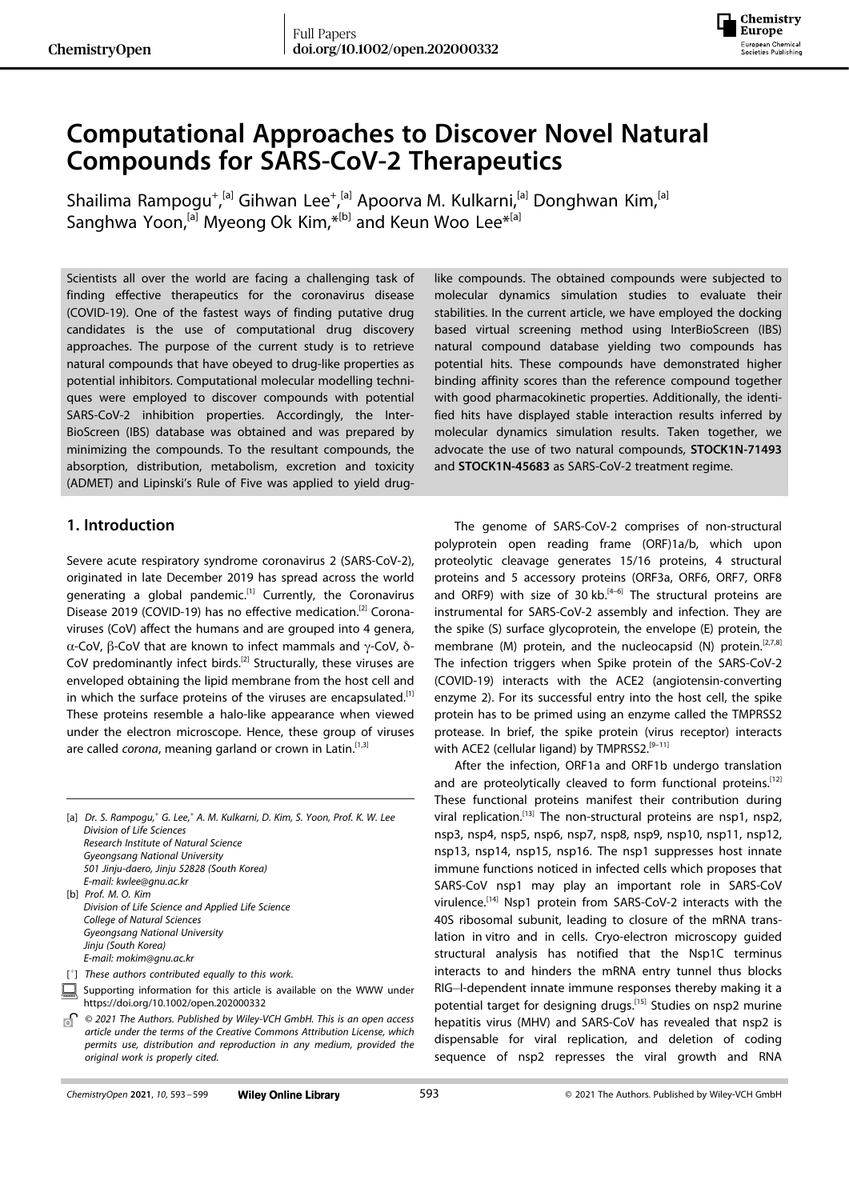# Computational Approaches to Discover Novel Natural Compounds for SARS-CoV-2 Therapeutics

Shailima Rampogu+,[a] Gihwan Lee+,[a] Apoorva M. Kulkarni,[a] Donghwan Kim,[a] Sanghwa Yoon,[a] Myeong Ok Kim,*[b] and Keun Woo Lee*[a]

Scientists all over the world are facing a challenging task of finding effective therapeutics for the coronavirus disease (COVID-19). One of the fastest ways of finding putative drug candidates is the use of computational drug discovery approaches. The purpose of the current study is to retrieve natural compounds that have obeyed to drug-like properties as potential inhibitors. Computational molecular modelling techniques were employed to discover compounds with potential SARS-CoV-2 inhibition properties. Accordingly, the InterBioScreen (IBS) database was obtained and was prepared by minimizing the compounds. To the resultant compounds, the absorption, distribution, metabolism, excretion and toxicity (ADMET) and Lipinski's Rule of Five was applied to yield drug-like compounds. The obtained compounds were subjected to molecular dynamics simulation studies to evaluate their stabilities. In the current article, we have employed the docking based virtual screening method using InterBioScreen (IBS) natural compound database yielding two compounds has potential hits. These compounds have demonstrated higher binding affinity scores than the reference compound together with good pharmacokinetic properties. Additionally, the identified hits have displayed stable interaction results inferred by molecular dynamics simulation results. Taken together, we advocate the use of two natural compounds, **STOCK1N-71493** and **STOCK1N-45683** as SARS-CoV-2 treatment regime.

## 1. Introduction

Severe acute respiratory syndrome coronavirus 2 (SARS-CoV-2), originated in late December 2019 has spread across the world generating a global pandemic.[1] Currently, the Coronavirus Disease 2019 (COVID-19) has no effective medication.[2] Coronaviruses (CoV) affect the humans and are grouped into 4 genera, α-CoV, β-CoV that are known to infect mammals and γ-CoV, δ-CoV predominantly infect birds.[2] Structurally, these viruses are enveloped obtaining the lipid membrane from the host cell and in which the surface proteins of the viruses are encapsulated.[1] These proteins resemble a halo-like appearance when viewed under the electron microscope. Hence, these group of viruses are called *corona*, meaning garland or crown in Latin.[1,3]

The genome of SARS-CoV-2 comprises of non-structural polyprotein open reading frame (ORF)1a/b, which upon proteolytic cleavage generates 15/16 proteins, 4 structural proteins and 5 accessory proteins (ORF3a, ORF6, ORF7, ORF8 and ORF9) with size of 30 kb.[4–6] The structural proteins are instrumental for SARS-CoV-2 assembly and infection. They are the spike (S) surface glycoprotein, the envelope (E) protein, the membrane (M) protein, and the nucleocapsid (N) protein.[2,7,8] The infection triggers when Spike protein of the SARS-CoV-2 (COVID-19) interacts with the ACE2 (angiotensin-converting enzyme 2). For its successful entry into the host cell, the spike protein has to be primed using an enzyme called the TMPRSS2 protease. In brief, the spike protein (virus receptor) interacts with ACE2 (cellular ligand) by TMPRSS2.[9–11]

After the infection, ORF1a and ORF1b undergo translation and are proteolytically cleaved to form functional proteins.[12] These functional proteins manifest their contribution during viral replication.[13] The non-structural proteins are nsp1, nsp2, nsp3, nsp4, nsp5, nsp6, nsp7, nsp8, nsp9, nsp10, nsp11, nsp12, nsp13, nsp14, nsp15, nsp16. The nsp1 suppresses host innate immune functions noticed in infected cells which proposes that SARS-CoV nsp1 may play an important role in SARS-CoV virulence.[14] Nsp1 protein from SARS-CoV-2 interacts with the 40S ribosomal subunit, leading to closure of the mRNA translation in vitro and in cells. Cryo-electron microscopy guided structural analysis has notified that the Nsp1C terminus interacts to and hinders the mRNA entry tunnel thus blocks RIG–I-dependent innate immune responses thereby making it a potential target for designing drugs.[15] Studies on nsp2 murine hepatitis virus (MHV) and SARS-CoV has revealed that nsp2 is dispensable for viral replication, and deletion of coding sequence of nsp2 represses the viral growth and RNA

[a] Dr. S. Rampogu,+ G. Lee,+ A. M. Kulkarni, D. Kim, S. Yoon, Prof. K. W. Lee
Division of Life Sciences
Research Institute of Natural Science
Gyeongsang National University
501 Jinju-daero, Jinju 52828 (South Korea)
E-mail: kwlee@gnu.ac.kr

[b] Prof. M. O. Kim
Division of Life Science and Applied Life Science
College of Natural Sciences
Gyeongsang National University
Jinju (South Korea)
E-mail: mokim@gnu.ac.kr

[+] These authors contributed equally to this work.

Supporting information for this article is available on the WWW under https://doi.org/10.1002/open.202000332

© 2021 The Authors. Published by Wiley-VCH GmbH. This is an open access article under the terms of the Creative Commons Attribution License, which permits use, distribution and reproduction in any medium, provided the original work is properly cited.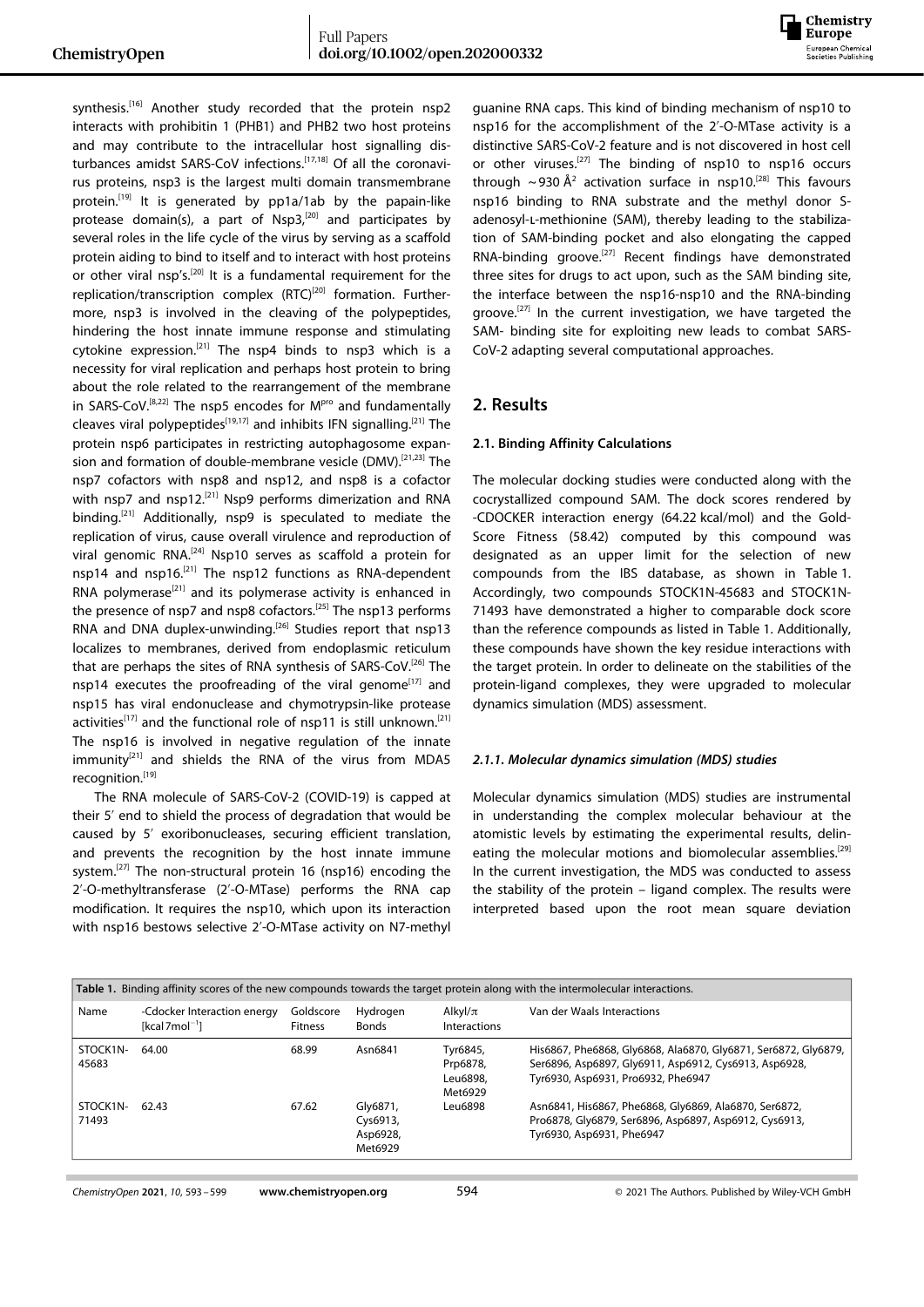synthesis.[16] Another study recorded that the protein nsp2 interacts with prohibitin 1 (PHB1) and PHB2 two host proteins and may contribute to the intracellular host signalling disturbances amidst SARS-CoV infections.[17,18] Of all the coronavirus proteins, nsp3 is the largest multi domain transmembrane protein.[19] It is generated by pp1a/1ab by the papain-like protease domain(s), a part of Nsp3,[20] and participates by several roles in the life cycle of the virus by serving as a scaffold protein aiding to bind to itself and to interact with host proteins or other viral nsp's.[20] It is a fundamental requirement for the replication/transcription complex (RTC)[20] formation. Furthermore, nsp3 is involved in the cleaving of the polypeptides, hindering the host innate immune response and stimulating cytokine expression.[21] The nsp4 binds to nsp3 which is a necessity for viral replication and perhaps host protein to bring about the role related to the rearrangement of the membrane in SARS-CoV.[8,22] The nsp5 encodes for M$^{pro}$ and fundamentally cleaves viral polypeptides[19,17] and inhibits IFN signalling.[21] The protein nsp6 participates in restricting autophagosome expansion and formation of double-membrane vesicle (DMV).[21,23] The nsp7 cofactors with nsp8 and nsp12, and nsp8 is a cofactor with nsp7 and nsp12.[21] Nsp9 performs dimerization and RNA binding.[21] Additionally, nsp9 is speculated to mediate the replication of virus, cause overall virulence and reproduction of viral genomic RNA.[24] Nsp10 serves as scaffold a protein for nsp14 and nsp16.[21] The nsp12 functions as RNA-dependent RNA polymerase[21] and its polymerase activity is enhanced in the presence of nsp7 and nsp8 cofactors.[25] The nsp13 performs RNA and DNA duplex-unwinding.[26] Studies report that nsp13 localizes to membranes, derived from endoplasmic reticulum that are perhaps the sites of RNA synthesis of SARS-CoV.[26] The nsp14 executes the proofreading of the viral genome[17] and nsp15 has viral endonuclease and chymotrypsin-like protease activities[17] and the functional role of nsp11 is still unknown.[21] The nsp16 is involved in negative regulation of the innate immunity[21] and shields the RNA of the virus from MDA5 recognition.[19]

The RNA molecule of SARS-CoV-2 (COVID-19) is capped at their 5′ end to shield the process of degradation that would be caused by 5′ exoribonucleases, securing efficient translation, and prevents the recognition by the host innate immune system.[27] The non-structural protein 16 (nsp16) encoding the 2′-O-methyltransferase (2′-O-MTase) performs the RNA cap modification. It requires the nsp10, which upon its interaction with nsp16 bestows selective 2′-O-MTase activity on N7-methyl guanine RNA caps. This kind of binding mechanism of nsp10 to nsp16 for the accomplishment of the 2′-O-MTase activity is a distinctive SARS-CoV-2 feature and is not discovered in host cell or other viruses.[27] The binding of nsp10 to nsp16 occurs through ~930 Å$^2$ activation surface in nsp10.[28] This favours nsp16 binding to RNA substrate and the methyl donor S-adenosyl-L-methionine (SAM), thereby leading to the stabilization of SAM-binding pocket and also elongating the capped RNA-binding groove.[27] Recent findings have demonstrated three sites for drugs to act upon, such as the SAM binding site, the interface between the nsp16-nsp10 and the RNA-binding groove.[27] In the current investigation, we have targeted the SAM- binding site for exploiting new leads to combat SARS-CoV-2 adapting several computational approaches.

## 2. Results

### 2.1. Binding Affinity Calculations

The molecular docking studies were conducted along with the cocrystallized compound SAM. The dock scores rendered by -CDOCKER interaction energy (64.22 kcal/mol) and the Gold-Score Fitness (58.42) computed by this compound was designated as an upper limit for the selection of new compounds from the IBS database, as shown in Table 1. Accordingly, two compounds STOCK1N-45683 and STOCK1N-71493 have demonstrated a higher to comparable dock score than the reference compounds as listed in Table 1. Additionally, these compounds have shown the key residue interactions with the target protein. In order to delineate on the stabilities of the protein-ligand complexes, they were upgraded to molecular dynamics simulation (MDS) assessment.

#### *2.1.1. Molecular dynamics simulation (MDS) studies*

Molecular dynamics simulation (MDS) studies are instrumental in understanding the complex molecular behaviour at the atomistic levels by estimating the experimental results, delineating the molecular motions and biomolecular assemblies.[29] In the current investigation, the MDS was conducted to assess the stability of the protein – ligand complex. The results were interpreted based upon the root mean square deviation

**Table 1.** Binding affinity scores of the new compounds towards the target protein along with the intermolecular interactions.

| Name | -Cdocker Interaction energy [kcal 7mol$^{-1}$] | Goldscore Fitness | Hydrogen Bonds | Alkyl/π Interactions | Van der Waals Interactions |
|---|---|---|---|---|---|
| STOCK1N-45683 | 64.00 | 68.99 | Asn6841 | Tyr6845, Prp6878, Leu6898, Met6929 | His6867, Phe6868, Gly6868, Ala6870, Gly6871, Ser6872, Gly6879, Ser6896, Asp6897, Gly6911, Asp6912, Cys6913, Asp6928, Tyr6930, Asp6931, Pro6932, Phe6947 |
| STOCK1N-71493 | 62.43 | 67.62 | Gly6871, Cys6913, Asp6928, Met6929 | Leu6898 | Asn6841, His6867, Phe6868, Gly6869, Ala6870, Ser6872, Pro6878, Gly6879, Ser6896, Asp6897, Asp6912, Cys6913, Tyr6930, Asp6931, Phe6947 |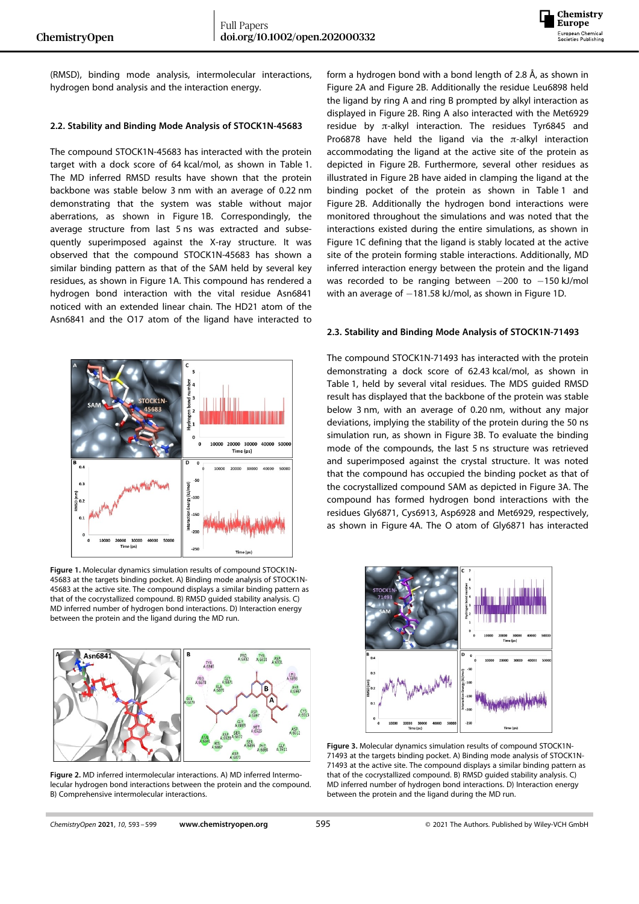(RMSD), binding mode analysis, intermolecular interactions, hydrogen bond analysis and the interaction energy.

### 2.2. Stability and Binding Mode Analysis of STOCK1N-45683

The compound STOCK1N-45683 has interacted with the protein target with a dock score of 64 kcal/mol, as shown in Table 1. The MD inferred RMSD results have shown that the protein backbone was stable below 3 nm with an average of 0.22 nm demonstrating that the system was stable without major aberrations, as shown in Figure 1B. Correspondingly, the average structure from last 5 ns was extracted and subsequently superimposed against the X-ray structure. It was observed that the compound STOCK1N-45683 has shown a similar binding pattern as that of the SAM held by several key residues, as shown in Figure 1A. This compound has rendered a hydrogen bond interaction with the vital residue Asn6841 noticed with an extended linear chain. The HD21 atom of the Asn6841 and the O17 atom of the ligand have interacted to form a hydrogen bond with a bond length of 2.8 Å, as shown in Figure 2A and Figure 2B. Additionally the residue Leu6898 held the ligand by ring A and ring B prompted by alkyl interaction as displayed in Figure 2B. Ring A also interacted with the Met6929 residue by π-alkyl interaction. The residues Tyr6845 and Pro6878 have held the ligand via the π-alkyl interaction accommodating the ligand at the active site of the protein as depicted in Figure 2B. Furthermore, several other residues as illustrated in Figure 2B have aided in clamping the ligand at the binding pocket of the protein as shown in Table 1 and Figure 2B. Additionally the hydrogen bond interactions were monitored throughout the simulations and was noted that the interactions existed during the entire simulations, as shown in Figure 1C defining that the ligand is stably located at the active site of the protein forming stable interactions. Additionally, MD inferred interaction energy between the protein and the ligand was recorded to be ranging between −200 to −150 kJ/mol with an average of −181.58 kJ/mol, as shown in Figure 1D.

**Figure 1.** Molecular dynamics simulation results of compound STOCK1N-45683 at the targets binding pocket. A) Binding mode analysis of STOCK1N-45683 at the active site. The compound displays a similar binding pattern as that of the cocrystallized compound. B) RMSD guided stability analysis. C) MD inferred number of hydrogen bond interactions. D) Interaction energy between the protein and the ligand during the MD run.

**Figure 2.** MD inferred intermolecular interactions. A) MD inferred Intermolecular hydrogen bond interactions between the protein and the compound. B) Comprehensive intermolecular interactions.

### 2.3. Stability and Binding Mode Analysis of STOCK1N-71493

The compound STOCK1N-71493 has interacted with the protein demonstrating a dock score of 62.43 kcal/mol, as shown in Table 1, held by several vital residues. The MDS guided RMSD result has displayed that the backbone of the protein was stable below 3 nm, with an average of 0.20 nm, without any major deviations, implying the stability of the protein during the 50 ns simulation run, as shown in Figure 3B. To evaluate the binding mode of the compounds, the last 5 ns structure was retrieved and superimposed against the crystal structure. It was noted that the compound has occupied the binding pocket as that of the cocrystallized compound SAM as depicted in Figure 3A. The compound has formed hydrogen bond interactions with the residues Gly6871, Cys6913, Asp6928 and Met6929, respectively, as shown in Figure 4A. The O atom of Gly6871 has interacted

**Figure 3.** Molecular dynamics simulation results of compound STOCK1N-71493 at the targets binding pocket. A) Binding mode analysis of STOCK1N-71493 at the active site. The compound displays a similar binding pattern as that of the cocrystallized compound. B) RMSD guided stability analysis. C) MD inferred number of hydrogen bond interactions. D) Interaction energy between the protein and the ligand during the MD run.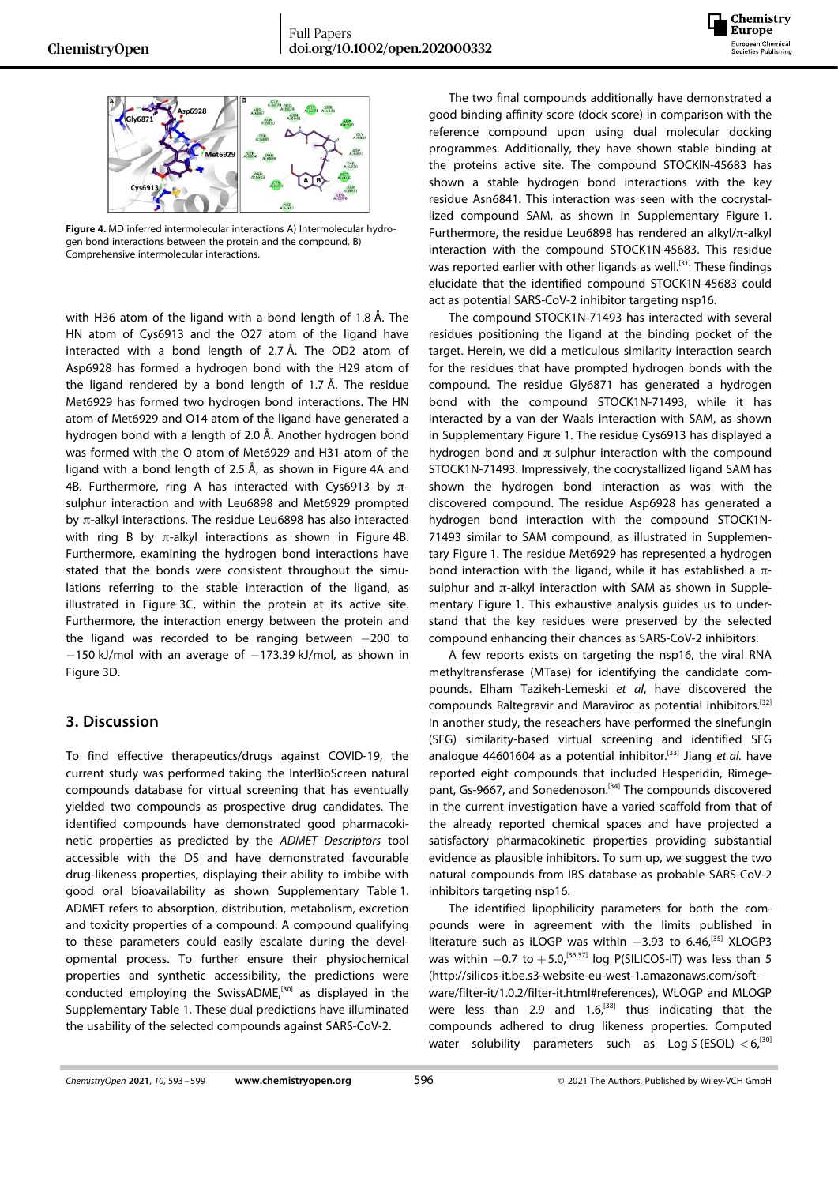Figure 4. MD inferred intermolecular interactions A) Intermolecular hydrogen bond interactions between the protein and the compound. B) Comprehensive intermolecular interactions.

with H36 atom of the ligand with a bond length of 1.8 Å. The HN atom of Cys6913 and the O27 atom of the ligand have interacted with a bond length of 2.7 Å. The OD2 atom of Asp6928 has formed a hydrogen bond with the H29 atom of the ligand rendered by a bond length of 1.7 Å. The residue Met6929 has formed two hydrogen bond interactions. The HN atom of Met6929 and O14 atom of the ligand have generated a hydrogen bond with a length of 2.0 Å. Another hydrogen bond was formed with the O atom of Met6929 and H31 atom of the ligand with a bond length of 2.5 Å, as shown in Figure 4A and 4B. Furthermore, ring A has interacted with Cys6913 by π-sulphur interaction and with Leu6898 and Met6929 prompted by π-alkyl interactions. The residue Leu6898 has also interacted with ring B by π-alkyl interactions as shown in Figure 4B. Furthermore, examining the hydrogen bond interactions have stated that the bonds were consistent throughout the simulations referring to the stable interaction of the ligand, as illustrated in Figure 3C, within the protein at its active site. Furthermore, the interaction energy between the protein and the ligand was recorded to be ranging between −200 to −150 kJ/mol with an average of −173.39 kJ/mol, as shown in Figure 3D.

## 3. Discussion

To find effective therapeutics/drugs against COVID-19, the current study was performed taking the InterBioScreen natural compounds database for virtual screening that has eventually yielded two compounds as prospective drug candidates. The identified compounds have demonstrated good pharmacokinetic properties as predicted by the *ADMET Descriptors* tool accessible with the DS and have demonstrated favourable drug-likeness properties, displaying their ability to imbibe with good oral bioavailability as shown Supplementary Table 1. ADMET refers to absorption, distribution, metabolism, excretion and toxicity properties of a compound. A compound qualifying to these parameters could easily escalate during the developmental process. To further ensure their physiochemical properties and synthetic accessibility, the predictions were conducted employing the SwissADME,[30] as displayed in the Supplementary Table 1. These dual predictions have illuminated the usability of the selected compounds against SARS-CoV-2.

The two final compounds additionally have demonstrated a good binding affinity score (dock score) in comparison with the reference compound upon using dual molecular docking programmes. Additionally, they have shown stable binding at the proteins active site. The compound STOCKIN-45683 has shown a stable hydrogen bond interactions with the key residue Asn6841. This interaction was seen with the cocrystallized compound SAM, as shown in Supplementary Figure 1. Furthermore, the residue Leu6898 has rendered an alkyl/π-alkyl interaction with the compound STOCK1N-45683. This residue was reported earlier with other ligands as well.[31] These findings elucidate that the identified compound STOCK1N-45683 could act as potential SARS-CoV-2 inhibitor targeting nsp16.

The compound STOCK1N-71493 has interacted with several residues positioning the ligand at the binding pocket of the target. Herein, we did a meticulous similarity interaction search for the residues that have prompted hydrogen bonds with the compound. The residue Gly6871 has generated a hydrogen bond with the compound STOCK1N-71493, while it has interacted by a van der Waals interaction with SAM, as shown in Supplementary Figure 1. The residue Cys6913 has displayed a hydrogen bond and π-sulphur interaction with the compound STOCK1N-71493. Impressively, the cocrystallized ligand SAM has shown the hydrogen bond interaction as was with the discovered compound. The residue Asp6928 has generated a hydrogen bond interaction with the compound STOCK1N-71493 similar to SAM compound, as illustrated in Supplementary Figure 1. The residue Met6929 has represented a hydrogen bond interaction with the ligand, while it has established a π-sulphur and π-alkyl interaction with SAM as shown in Supplementary Figure 1. This exhaustive analysis guides us to understand that the key residues were preserved by the selected compound enhancing their chances as SARS-CoV-2 inhibitors.

A few reports exists on targeting the nsp16, the viral RNA methyltransferase (MTase) for identifying the candidate compounds. Elham Tazikeh-Lemeski *et al*, have discovered the compounds Raltegravir and Maraviroc as potential inhibitors.[32] In another study, the reseachers have performed the sinefungin (SFG) similarity-based virtual screening and identified SFG analogue 44601604 as a potential inhibitor.[33] Jiang *et al.* have reported eight compounds that included Hesperidin, Rimegepant, Gs-9667, and Sonedenoson.[34] The compounds discovered in the current investigation have a varied scaffold from that of the already reported chemical spaces and have projected a satisfactory pharmacokinetic properties providing substantial evidence as plausible inhibitors. To sum up, we suggest the two natural compounds from IBS database as probable SARS-CoV-2 inhibitors targeting nsp16.

The identified lipophilicity parameters for both the compounds were in agreement with the limits published in literature such as iLOGP was within −3.93 to 6.46,[35] XLOGP3 was within −0.7 to +5.0,[36,37] log P(SILICOS-IT) was less than 5 (http://silicos-it.be.s3-website-eu-west-1.amazonaws.com/software/filter-it/1.0.2/filter-it.html#references), WLOGP and MLOGP were less than 2.9 and 1.6,[38] thus indicating that the compounds adhered to drug likeness properties. Computed water solubility parameters such as Log *S* (ESOL) <6,[30]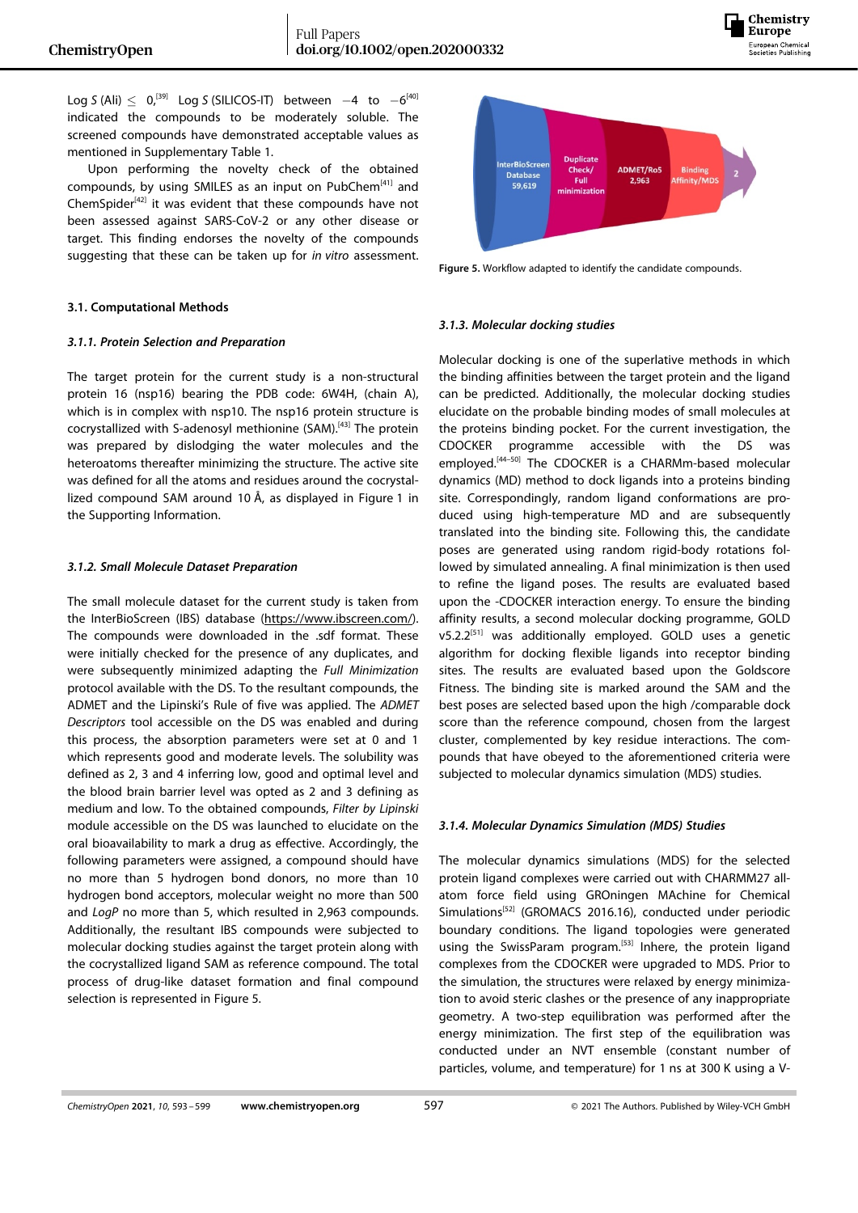Log *S* (Ali) ≤ 0,[39] Log *S* (SILICOS-IT) between −4 to −6[40] indicated the compounds to be moderately soluble. The screened compounds have demonstrated acceptable values as mentioned in Supplementary Table 1.

Upon performing the novelty check of the obtained compounds, by using SMILES as an input on PubChem[41] and ChemSpider[42] it was evident that these compounds have not been assessed against SARS-CoV-2 or any other disease or target. This finding endorses the novelty of the compounds suggesting that these can be taken up for *in vitro* assessment.

### 3.1. Computational Methods

#### *3.1.1. Protein Selection and Preparation*

The target protein for the current study is a non-structural protein 16 (nsp16) bearing the PDB code: 6W4H, (chain A), which is in complex with nsp10. The nsp16 protein structure is cocrystallized with S-adenosyl methionine (SAM).[43] The protein was prepared by dislodging the water molecules and the heteroatoms thereafter minimizing the structure. The active site was defined for all the atoms and residues around the cocrystallized compound SAM around 10 Å, as displayed in Figure 1 in the Supporting Information.

#### *3.1.2. Small Molecule Dataset Preparation*

The small molecule dataset for the current study is taken from the InterBioScreen (IBS) database (https://www.ibscreen.com/). The compounds were downloaded in the .sdf format. These were initially checked for the presence of any duplicates, and were subsequently minimized adapting the *Full Minimization* protocol available with the DS. To the resultant compounds, the ADMET and the Lipinski's Rule of five was applied. The *ADMET Descriptors* tool accessible on the DS was enabled and during this process, the absorption parameters were set at 0 and 1 which represents good and moderate levels. The solubility was defined as 2, 3 and 4 inferring low, good and optimal level and the blood brain barrier level was opted as 2 and 3 defining as medium and low. To the obtained compounds, *Filter by Lipinski* module accessible on the DS was launched to elucidate on the oral bioavailability to mark a drug as effective. Accordingly, the following parameters were assigned, a compound should have no more than 5 hydrogen bond donors, no more than 10 hydrogen bond acceptors, molecular weight no more than 500 and *LogP* no more than 5, which resulted in 2,963 compounds. Additionally, the resultant IBS compounds were subjected to molecular docking studies against the target protein along with the cocrystallized ligand SAM as reference compound. The total process of drug-like dataset formation and final compound selection is represented in Figure 5.

InterBioScreen Database 59,619 → Duplicate Check/ Full minimization → ADMET/Ro5 2,963 → Binding Affinity/MDS → 2

**Figure 5.** Workflow adapted to identify the candidate compounds.

#### *3.1.3. Molecular docking studies*

Molecular docking is one of the superlative methods in which the binding affinities between the target protein and the ligand can be predicted. Additionally, the molecular docking studies elucidate on the probable binding modes of small molecules at the proteins binding pocket. For the current investigation, the CDOCKER programme accessible with the DS was employed.[44–50] The CDOCKER is a CHARMm-based molecular dynamics (MD) method to dock ligands into a proteins binding site. Correspondingly, random ligand conformations are produced using high-temperature MD and are subsequently translated into the binding site. Following this, the candidate poses are generated using random rigid-body rotations followed by simulated annealing. A final minimization is then used to refine the ligand poses. The results are evaluated based upon the -CDOCKER interaction energy. To ensure the binding affinity results, a second molecular docking programme, GOLD v5.2.2[51] was additionally employed. GOLD uses a genetic algorithm for docking flexible ligands into receptor binding sites. The results are evaluated based upon the Goldscore Fitness. The binding site is marked around the SAM and the best poses are selected based upon the high /comparable dock score than the reference compound, chosen from the largest cluster, complemented by key residue interactions. The compounds that have obeyed to the aforementioned criteria were subjected to molecular dynamics simulation (MDS) studies.

#### *3.1.4. Molecular Dynamics Simulation (MDS) Studies*

The molecular dynamics simulations (MDS) for the selected protein ligand complexes were carried out with CHARMM27 all-atom force field using GROningen MAchine for Chemical Simulations[52] (GROMACS 2016.16), conducted under periodic boundary conditions. The ligand topologies were generated using the SwissParam program.[53] Inhere, the protein ligand complexes from the CDOCKER were upgraded to MDS. Prior to the simulation, the structures were relaxed by energy minimization to avoid steric clashes or the presence of any inappropriate geometry. A two-step equilibration was performed after the energy minimization. The first step of the equilibration was conducted under an NVT ensemble (constant number of particles, volume, and temperature) for 1 ns at 300 K using a V-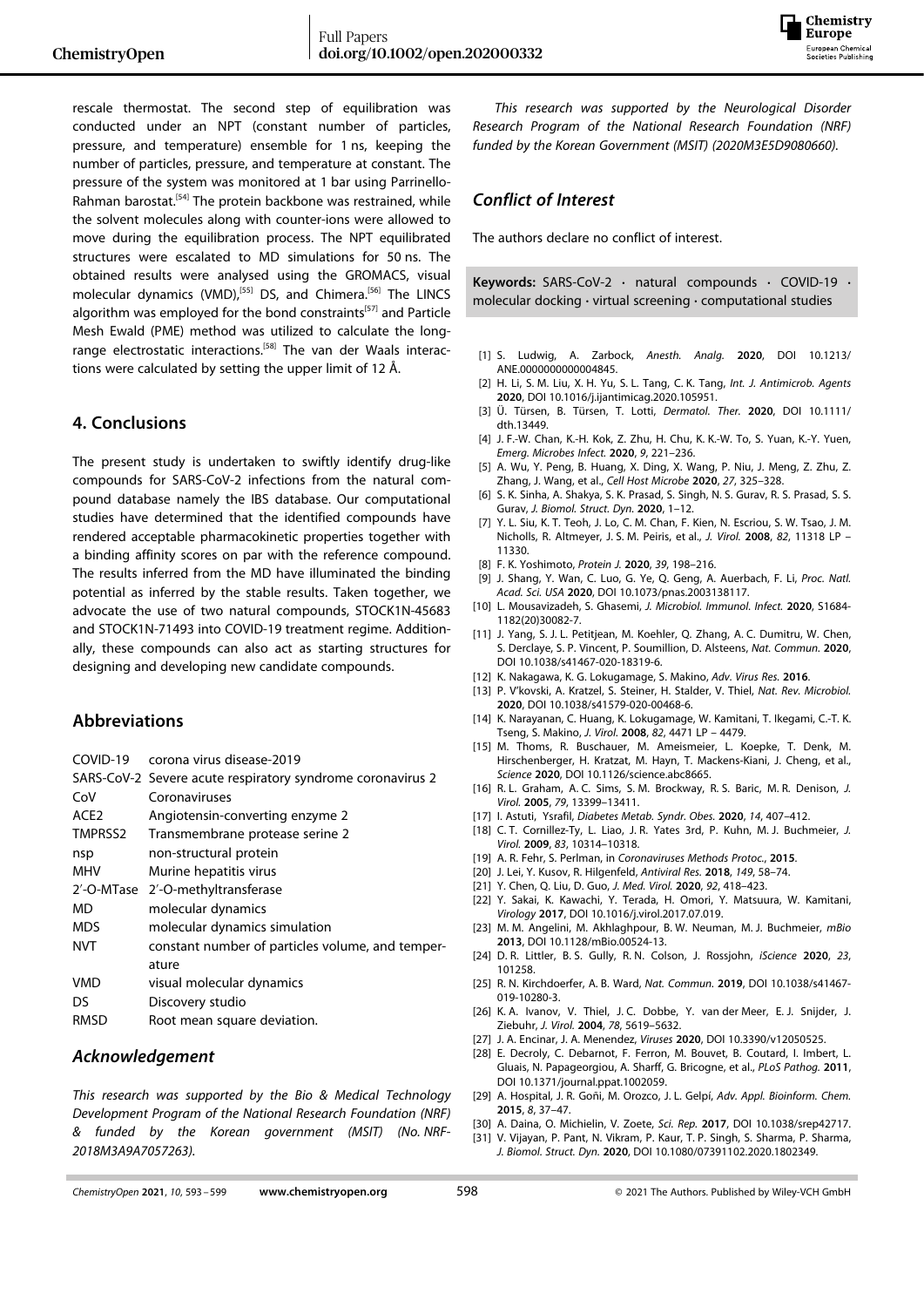rescale thermostat. The second step of equilibration was conducted under an NPT (constant number of particles, pressure, and temperature) ensemble for 1 ns, keeping the number of particles, pressure, and temperature at constant. The pressure of the system was monitored at 1 bar using Parrinello-Rahman barostat.[54] The protein backbone was restrained, while the solvent molecules along with counter-ions were allowed to move during the equilibration process. The NPT equilibrated structures were escalated to MD simulations for 50 ns. The obtained results were analysed using the GROMACS, visual molecular dynamics (VMD),[55] DS, and Chimera.[56] The LINCS algorithm was employed for the bond constraints[57] and Particle Mesh Ewald (PME) method was utilized to calculate the long-range electrostatic interactions.[58] The van der Waals interactions were calculated by setting the upper limit of 12 Å.

## 4. Conclusions

The present study is undertaken to swiftly identify drug-like compounds for SARS-CoV-2 infections from the natural compound database namely the IBS database. Our computational studies have determined that the identified compounds have rendered acceptable pharmacokinetic properties together with a binding affinity scores on par with the reference compound. The results inferred from the MD have illuminated the binding potential as inferred by the stable results. Taken together, we advocate the use of two natural compounds, STOCK1N-45683 and STOCK1N-71493 into COVID-19 treatment regime. Additionally, these compounds can also act as starting structures for designing and developing new candidate compounds.

## Abbreviations

| | |
|---|---|
| COVID-19 | corona virus disease-2019 |
| SARS-CoV-2 | Severe acute respiratory syndrome coronavirus 2 |
| CoV | Coronaviruses |
| ACE2 | Angiotensin-converting enzyme 2 |
| TMPRSS2 | Transmembrane protease serine 2 |
| nsp | non-structural protein |
| MHV | Murine hepatitis virus |
| 2′-O-MTase | 2′-O-methyltransferase |
| MD | molecular dynamics |
| MDS | molecular dynamics simulation |
| NVT | constant number of particles volume, and temperature |
| VMD | visual molecular dynamics |
| DS | Discovery studio |
| RMSD | Root mean square deviation. |

## *Acknowledgement*

*This research was supported by the Bio & Medical Technology Development Program of the National Research Foundation (NRF) & funded by the Korean government (MSIT) (No. NRF-2018M3A9A7057263).*

*This research was supported by the Neurological Disorder Research Program of the National Research Foundation (NRF) funded by the Korean Government (MSIT) (2020M3E5D9080660).*

## *Conflict of Interest*

The authors declare no conflict of interest.

**Keywords:** SARS-CoV-2 · natural compounds · COVID-19 · molecular docking · virtual screening · computational studies

- [1] S. Ludwig, A. Zarbock, *Anesth. Analg.* **2020**, DOI 10.1213/ANE.0000000000004845.
- [2] H. Li, S. M. Liu, X. H. Yu, S. L. Tang, C. K. Tang, *Int. J. Antimicrob. Agents* **2020**, DOI 10.1016/j.ijantimicag.2020.105951.
- [3] Ü. Türsen, B. Türsen, T. Lotti, *Dermatol. Ther.* **2020**, DOI 10.1111/dth.13449.
- [4] J. F.-W. Chan, K.-H. Kok, Z. Zhu, H. Chu, K. K.-W. To, S. Yuan, K.-Y. Yuen, *Emerg. Microbes Infect.* **2020**, *9*, 221–236.
- [5] A. Wu, Y. Peng, B. Huang, X. Ding, X. Wang, P. Niu, J. Meng, Z. Zhu, Z. Zhang, J. Wang, et al., *Cell Host Microbe* **2020**, *27*, 325–328.
- [6] S. K. Sinha, A. Shakya, S. K. Prasad, S. Singh, N. S. Gurav, R. S. Prasad, S. S. Gurav, *J. Biomol. Struct. Dyn.* **2020**, 1–12.
- [7] Y. L. Siu, K. T. Teoh, J. Lo, C. M. Chan, F. Kien, N. Escriou, S. W. Tsao, J. M. Nicholls, R. Altmeyer, J. S. M. Peiris, et al., *J. Virol.* **2008**, *82*, 11318 LP – 11330.
- [8] F. K. Yoshimoto, *Protein J.* **2020**, *39*, 198–216.
- [9] J. Shang, Y. Wan, C. Luo, G. Ye, Q. Geng, A. Auerbach, F. Li, *Proc. Natl. Acad. Sci. USA* **2020**, DOI 10.1073/pnas.2003138117.
- [10] L. Mousavizadeh, S. Ghasemi, *J. Microbiol. Immunol. Infect.* **2020**, S1684-1182(20)30082-7.
- [11] J. Yang, S. J. L. Petitjean, M. Koehler, Q. Zhang, A. C. Dumitru, W. Chen, S. Derclaye, S. P. Vincent, P. Soumillion, D. Alsteens, *Nat. Commun.* **2020**, DOI 10.1038/s41467-020-18319-6.
- [12] K. Nakagawa, K. G. Lokugamage, S. Makino, *Adv. Virus Res.* **2016**.
- [13] P. V'kovski, A. Kratzel, S. Steiner, H. Stalder, V. Thiel, *Nat. Rev. Microbiol.* **2020**, DOI 10.1038/s41579-020-00468-6.
- [14] K. Narayanan, C. Huang, K. Lokugamage, W. Kamitani, T. Ikegami, C.-T. K. Tseng, S. Makino, *J. Virol.* **2008**, *82*, 4471 LP – 4479.
- [15] M. Thoms, R. Buschauer, M. Ameismeier, L. Koepke, T. Denk, M. Hirschenberger, H. Kratzat, M. Hayn, T. Mackens-Kiani, J. Cheng, et al., *Science* **2020**, DOI 10.1126/science.abc8665.
- [16] R. L. Graham, A. C. Sims, S. M. Brockway, R. S. Baric, M. R. Denison, *J. Virol.* **2005**, *79*, 13399–13411.
- [17] I. Astuti, Ysrafil, *Diabetes Metab. Syndr. Obes.* **2020**, *14*, 407–412.
- [18] C. T. Cornillez-Ty, L. Liao, J. R. Yates 3rd, P. Kuhn, M. J. Buchmeier, *J. Virol.* **2009**, *83*, 10314–10318.
- [19] A. R. Fehr, S. Perlman, in *Coronaviruses Methods Protoc.*, **2015**.
- [20] J. Lei, Y. Kusov, R. Hilgenfeld, *Antiviral Res.* **2018**, *149*, 58–74.
- [21] Y. Chen, Q. Liu, D. Guo, *J. Med. Virol.* **2020**, *92*, 418–423.
- [22] Y. Sakai, K. Kawachi, Y. Terada, H. Omori, Y. Matsuura, W. Kamitani, *Virology* **2017**, DOI 10.1016/j.virol.2017.07.019.
- [23] M. M. Angelini, M. Akhlaghpour, B. W. Neuman, M. J. Buchmeier, *mBio* **2013**, DOI 10.1128/mBio.00524-13.
- [24] D. R. Littler, B. S. Gully, R. N. Colson, J. Rossjohn, *iScience* **2020**, *23*, 101258.
- [25] R. N. Kirchdoerfer, A. B. Ward, *Nat. Commun.* **2019**, DOI 10.1038/s41467-019-10280-3.
- [26] K. A. Ivanov, V. Thiel, J. C. Dobbe, Y. van der Meer, E. J. Snijder, J. Ziebuhr, *J. Virol.* **2004**, *78*, 5619–5632.
- [27] J. A. Encinar, J. A. Menendez, *Viruses* **2020**, DOI 10.3390/v12050525.
- [28] E. Decroly, C. Debarnot, F. Ferron, M. Bouvet, B. Coutard, I. Imbert, L. Gluais, N. Papageorgiou, A. Sharff, G. Bricogne, et al., *PLoS Pathog.* **2011**, DOI 10.1371/journal.ppat.1002059.
- [29] J. A. Hospital, J. R. Goñi, M. Orozco, J. L. Gelpí, *Adv. Appl. Bioinform. Chem.* **2015**, *8*, 37–47.
- [30] A. Daina, O. Michielin, V. Zoete, *Sci. Rep.* **2017**, DOI 10.1038/srep42717.
- [31] V. Vijayan, P. Pant, N. Vikram, P. Kaur, T. P. Singh, S. Sharma, P. Sharma, *J. Biomol. Struct. Dyn.* **2020**, DOI 10.1080/07391102.2020.1802349.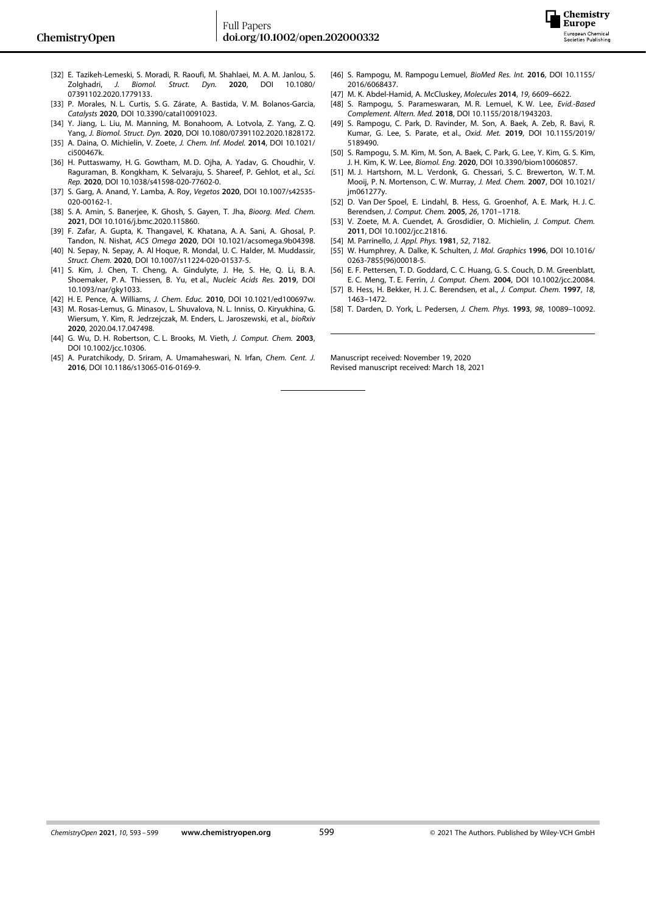[32] E. Tazikeh-Lemeski, S. Moradi, R. Raoufi, M. Shahlaei, M. A. M. Janlou, S. Zolghadri, *J. Biomol. Struct. Dyn.* **2020**, DOI 10.1080/07391102.2020.1779133.

[33] P. Morales, N. L. Curtis, S. G. Zárate, A. Bastida, V. M. Bolanos-Garcia, *Catalysts* **2020**, DOI 10.3390/catal10091023.

[34] Y. Jiang, L. Liu, M. Manning, M. Bonahoom, A. Lotvola, Z. Yang, Z. Q. Yang, *J. Biomol. Struct. Dyn.* **2020**, DOI 10.1080/07391102.2020.1828172.

[35] A. Daina, O. Michielin, V. Zoete, *J. Chem. Inf. Model.* **2014**, DOI 10.1021/ci500467k.

[36] H. Puttaswamy, H. G. Gowtham, M. D. Ojha, A. Yadav, G. Choudhir, V. Raguraman, B. Kongkham, K. Selvaraju, S. Shareef, P. Gehlot, et al., *Sci. Rep.* **2020**, DOI 10.1038/s41598-020-77602-0.

[37] S. Garg, A. Anand, Y. Lamba, A. Roy, *Vegetos* **2020**, DOI 10.1007/s42535-020-00162-1.

[38] S. A. Amin, S. Banerjee, K. Ghosh, S. Gayen, T. Jha, *Bioorg. Med. Chem.* **2021**, DOI 10.1016/j.bmc.2020.115860.

[39] F. Zafar, A. Gupta, K. Thangavel, K. Khatana, A. A. Sani, A. Ghosal, P. Tandon, N. Nishat, *ACS Omega* **2020**, DOI 10.1021/acsomega.9b04398.

[40] N. Sepay, N. Sepay, A. Al Hoque, R. Mondal, U. C. Halder, M. Muddassir, *Struct. Chem.* **2020**, DOI 10.1007/s11224-020-01537-5.

[41] S. Kim, J. Chen, T. Cheng, A. Gindulyte, J. He, S. He, Q. Li, B. A. Shoemaker, P. A. Thiessen, B. Yu, et al., *Nucleic Acids Res.* **2019**, DOI 10.1093/nar/gky1033.

[42] H. E. Pence, A. Williams, *J. Chem. Educ.* **2010**, DOI 10.1021/ed100697w.

[43] M. Rosas-Lemus, G. Minasov, L. Shuvalova, N. L. Inniss, O. Kiryukhina, G. Wiersum, Y. Kim, R. Jedrzejczak, M. Enders, L. Jaroszewski, et al., *bioRxiv* **2020**, 2020.04.17.047498.

[44] G. Wu, D. H. Robertson, C. L. Brooks, M. Vieth, *J. Comput. Chem.* **2003**, DOI 10.1002/jcc.10306.

[45] A. Puratchikody, D. Sriram, A. Umamaheswari, N. Irfan, *Chem. Cent. J.* **2016**, DOI 10.1186/s13065-016-0169-9.

[46] S. Rampogu, M. Rampogu Lemuel, *BioMed Res. Int.* **2016**, DOI 10.1155/2016/6068437.

[47] M. K. Abdel-Hamid, A. McCluskey, *Molecules* **2014**, *19*, 6609–6622.

[48] S. Rampogu, S. Parameswaran, M. R. Lemuel, K. W. Lee, *Evid.-Based Complement. Altern. Med.* **2018**, DOI 10.1155/2018/1943203.

[49] S. Rampogu, C. Park, D. Ravinder, M. Son, A. Baek, A. Zeb, R. Bavi, R. Kumar, G. Lee, S. Parate, et al., *Oxid. Met.* **2019**, DOI 10.1155/2019/5189490.

[50] S. Rampogu, S. M. Kim, M. Son, A. Baek, C. Park, G. Lee, Y. Kim, G. S. Kim, J. H. Kim, K. W. Lee, *Biomol. Eng.* **2020**, DOI 10.3390/biom10060857.

[51] M. J. Hartshorn, M. L. Verdonk, G. Chessari, S. C. Brewerton, W. T. M. Mooij, P. N. Mortenson, C. W. Murray, *J. Med. Chem.* **2007**, DOI 10.1021/jm061277y.

[52] D. Van Der Spoel, E. Lindahl, B. Hess, G. Groenhof, A. E. Mark, H. J. C. Berendsen, *J. Comput. Chem.* **2005**, *26*, 1701–1718.

[53] V. Zoete, M. A. Cuendet, A. Grosdidier, O. Michielin, *J. Comput. Chem.* **2011**, DOI 10.1002/jcc.21816.

[54] M. Parrinello, *J. Appl. Phys.* **1981**, *52*, 7182.

[55] W. Humphrey, A. Dalke, K. Schulten, *J. Mol. Graphics* **1996**, DOI 10.1016/0263-7855(96)00018-5.

[56] E. F. Pettersen, T. D. Goddard, C. C. Huang, G. S. Couch, D. M. Greenblatt, E. C. Meng, T. E. Ferrin, *J. Comput. Chem.* **2004**, DOI 10.1002/jcc.20084.

[57] B. Hess, H. Bekker, H. J. C. Berendsen, et al., *J. Comput. Chem.* **1997**, *18*, 1463–1472.

[58] T. Darden, D. York, L. Pedersen, *J. Chem. Phys.* **1993**, *98*, 10089–10092.

---

Manuscript received: November 19, 2020
Revised manuscript received: March 18, 2021